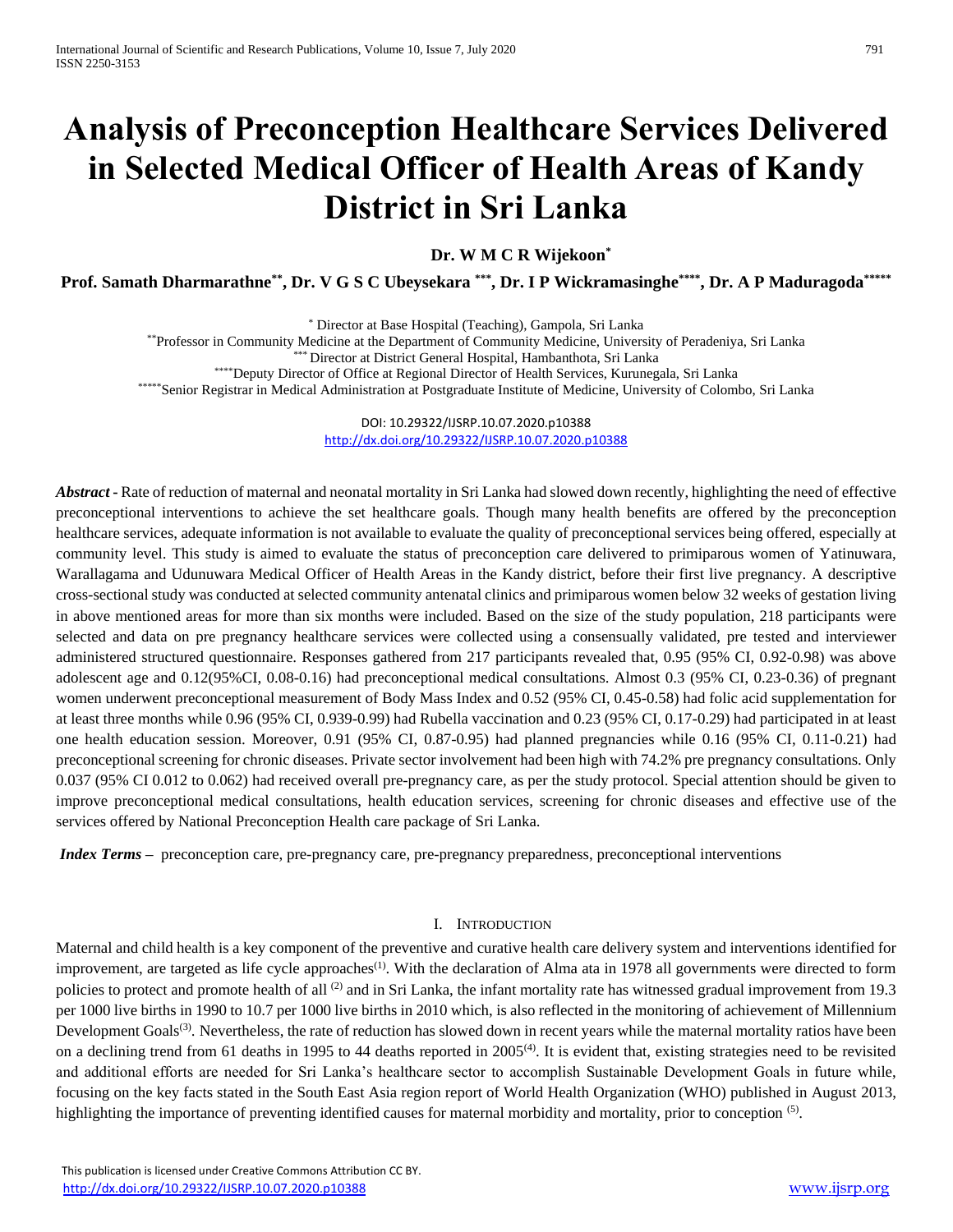# Analysis of Preconception Healthcare Services Delivered in Selected Medical Officer of Health Areas of Kandy District in Sri Lanka

**Dr. W M C R Wijekoon[*]**

**Prof. Samath Dharmarathne[**], Dr. V G S C Ubeysekara [***], Dr. I P Wickramasinghe[****], Dr. A P Maduragoda[*****]**

[*] Director at Base Hospital (Teaching), Gampola, Sri Lanka
[**] Professor in Community Medicine at the Department of Community Medicine, University of Peradeniya, Sri Lanka
[***] Director at District General Hospital, Hambanthota, Sri Lanka
[****] Deputy Director of Office at Regional Director of Health Services, Kurunegala, Sri Lanka
[*****] Senior Registrar in Medical Administration at Postgraduate Institute of Medicine, University of Colombo, Sri Lanka

DOI: 10.29322/IJSRP.10.07.2020.p10388
http://dx.doi.org/10.29322/IJSRP.10.07.2020.p10388

***Abstract -*** Rate of reduction of maternal and neonatal mortality in Sri Lanka had slowed down recently, highlighting the need of effective preconceptional interventions to achieve the set healthcare goals. Though many health benefits are offered by the preconception healthcare services, adequate information is not available to evaluate the quality of preconceptional services being offered, especially at community level. This study is aimed to evaluate the status of preconception care delivered to primiparous women of Yatinuwara, Warallagama and Udunuwara Medical Officer of Health Areas in the Kandy district, before their first live pregnancy. A descriptive cross-sectional study was conducted at selected community antenatal clinics and primiparous women below 32 weeks of gestation living in above mentioned areas for more than six months were included. Based on the size of the study population, 218 participants were selected and data on pre pregnancy healthcare services were collected using a consensually validated, pre tested and interviewer administered structured questionnaire. Responses gathered from 217 participants revealed that, 0.95 (95% CI, 0.92-0.98) was above adolescent age and 0.12(95%CI, 0.08-0.16) had preconceptional medical consultations. Almost 0.3 (95% CI, 0.23-0.36) of pregnant women underwent preconceptional measurement of Body Mass Index and 0.52 (95% CI, 0.45-0.58) had folic acid supplementation for at least three months while 0.96 (95% CI, 0.939-0.99) had Rubella vaccination and 0.23 (95% CI, 0.17-0.29) had participated in at least one health education session. Moreover, 0.91 (95% CI, 0.87-0.95) had planned pregnancies while 0.16 (95% CI, 0.11-0.21) had preconceptional screening for chronic diseases. Private sector involvement had been high with 74.2% pre pregnancy consultations. Only 0.037 (95% CI 0.012 to 0.062) had received overall pre-pregnancy care, as per the study protocol. Special attention should be given to improve preconceptional medical consultations, health education services, screening for chronic diseases and effective use of the services offered by National Preconception Health care package of Sri Lanka.

***Index Terms –*** preconception care, pre-pregnancy care, pre-pregnancy preparedness, preconceptional interventions

## I. Introduction

Maternal and child health is a key component of the preventive and curative health care delivery system and interventions identified for improvement, are targeted as life cycle approaches[(1)]. With the declaration of Alma ata in 1978 all governments were directed to form policies to protect and promote health of all [(2)] and in Sri Lanka, the infant mortality rate has witnessed gradual improvement from 19.3 per 1000 live births in 1990 to 10.7 per 1000 live births in 2010 which, is also reflected in the monitoring of achievement of Millennium Development Goals[(3)]. Nevertheless, the rate of reduction has slowed down in recent years while the maternal mortality ratios have been on a declining trend from 61 deaths in 1995 to 44 deaths reported in 2005[(4)]. It is evident that, existing strategies need to be revisited and additional efforts are needed for Sri Lanka's healthcare sector to accomplish Sustainable Development Goals in future while, focusing on the key facts stated in the South East Asia region report of World Health Organization (WHO) published in August 2013, highlighting the importance of preventing identified causes for maternal morbidity and mortality, prior to conception [(5)].

This publication is licensed under Creative Commons Attribution CC BY.
http://dx.doi.org/10.29322/IJSRP.10.07.2020.p10388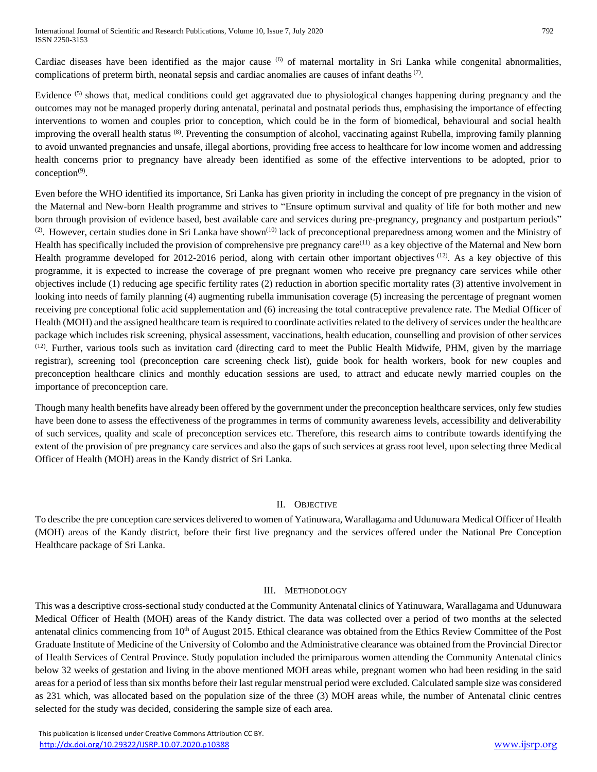Cardiac diseases have been identified as the major cause [6] of maternal mortality in Sri Lanka while congenital abnormalities, complications of preterm birth, neonatal sepsis and cardiac anomalies are causes of infant deaths [7].

Evidence [5] shows that, medical conditions could get aggravated due to physiological changes happening during pregnancy and the outcomes may not be managed properly during antenatal, perinatal and postnatal periods thus, emphasising the importance of effecting interventions to women and couples prior to conception, which could be in the form of biomedical, behavioural and social health improving the overall health status [8]. Preventing the consumption of alcohol, vaccinating against Rubella, improving family planning to avoid unwanted pregnancies and unsafe, illegal abortions, providing free access to healthcare for low income women and addressing health concerns prior to pregnancy have already been identified as some of the effective interventions to be adopted, prior to conception[9].

Even before the WHO identified its importance, Sri Lanka has given priority in including the concept of pre pregnancy in the vision of the Maternal and New-born Health programme and strives to "Ensure optimum survival and quality of life for both mother and new born through provision of evidence based, best available care and services during pre-pregnancy, pregnancy and postpartum periods" [2]. However, certain studies done in Sri Lanka have shown[10] lack of preconceptional preparedness among women and the Ministry of Health has specifically included the provision of comprehensive pre pregnancy care[11] as a key objective of the Maternal and New born Health programme developed for 2012-2016 period, along with certain other important objectives [12]. As a key objective of this programme, it is expected to increase the coverage of pre pregnant women who receive pre pregnancy care services while other objectives include (1) reducing age specific fertility rates (2) reduction in abortion specific mortality rates (3) attentive involvement in looking into needs of family planning (4) augmenting rubella immunisation coverage (5) increasing the percentage of pregnant women receiving pre conceptional folic acid supplementation and (6) increasing the total contraceptive prevalence rate. The Medial Officer of Health (MOH) and the assigned healthcare team is required to coordinate activities related to the delivery of services under the healthcare package which includes risk screening, physical assessment, vaccinations, health education, counselling and provision of other services [12]. Further, various tools such as invitation card (directing card to meet the Public Health Midwife, PHM, given by the marriage registrar), screening tool (preconception care screening check list), guide book for health workers, book for new couples and preconception healthcare clinics and monthly education sessions are used, to attract and educate newly married couples on the importance of preconception care.

Though many health benefits have already been offered by the government under the preconception healthcare services, only few studies have been done to assess the effectiveness of the programmes in terms of community awareness levels, accessibility and deliverability of such services, quality and scale of preconception services etc. Therefore, this research aims to contribute towards identifying the extent of the provision of pre pregnancy care services and also the gaps of such services at grass root level, upon selecting three Medical Officer of Health (MOH) areas in the Kandy district of Sri Lanka.

## II. Objective

To describe the pre conception care services delivered to women of Yatinuwara, Warallagama and Udunuwara Medical Officer of Health (MOH) areas of the Kandy district, before their first live pregnancy and the services offered under the National Pre Conception Healthcare package of Sri Lanka.

## III. Methodology

This was a descriptive cross-sectional study conducted at the Community Antenatal clinics of Yatinuwara, Warallagama and Udunuwara Medical Officer of Health (MOH) areas of the Kandy district. The data was collected over a period of two months at the selected antenatal clinics commencing from 10th of August 2015. Ethical clearance was obtained from the Ethics Review Committee of the Post Graduate Institute of Medicine of the University of Colombo and the Administrative clearance was obtained from the Provincial Director of Health Services of Central Province. Study population included the primiparous women attending the Community Antenatal clinics below 32 weeks of gestation and living in the above mentioned MOH areas while, pregnant women who had been residing in the said areas for a period of less than six months before their last regular menstrual period were excluded. Calculated sample size was considered as 231 which, was allocated based on the population size of the three (3) MOH areas while, the number of Antenatal clinic centres selected for the study was decided, considering the sample size of each area.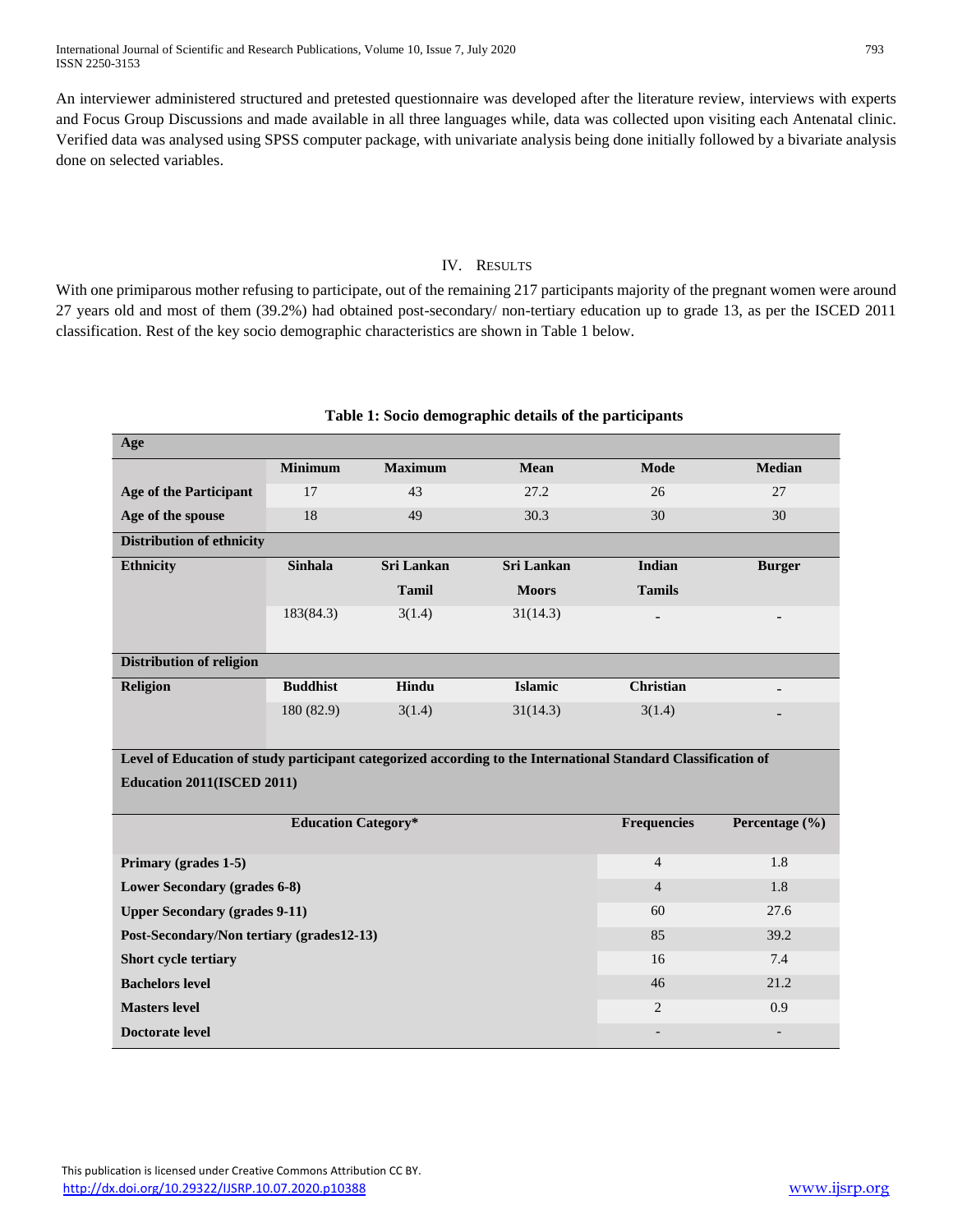An interviewer administered structured and pretested questionnaire was developed after the literature review, interviews with experts and Focus Group Discussions and made available in all three languages while, data was collected upon visiting each Antenatal clinic. Verified data was analysed using SPSS computer package, with univariate analysis being done initially followed by a bivariate analysis done on selected variables.

## IV. RESULTS

With one primiparous mother refusing to participate, out of the remaining 217 participants majority of the pregnant women were around 27 years old and most of them (39.2%) had obtained post-secondary/ non-tertiary education up to grade 13, as per the ISCED 2011 classification. Rest of the key socio demographic characteristics are shown in Table 1 below.

**Table 1: Socio demographic details of the participants**

| **Age** | | | | | |
|---|---|---|---|---|---|
| | **Minimum** | **Maximum** | **Mean** | **Mode** | **Median** |
| **Age of the Participant** | 17 | 43 | 27.2 | 26 | 27 |
| **Age of the spouse** | 18 | 49 | 30.3 | 30 | 30 |
| **Distribution of ethnicity** | | | | | |
| **Ethnicity** | **Sinhala** | **Sri Lankan Tamil** | **Sri Lankan Moors** | **Indian Tamils** | **Burger** |
| | 183(84.3) | 3(1.4) | 31(14.3) | - | - |
| **Distribution of religion** | | | | | |
| **Religion** | **Buddhist** | **Hindu** | **Islamic** | **Christian** | - |
| | 180 (82.9) | 3(1.4) | 31(14.3) | 3(1.4) | - |

**Level of Education of study participant categorized according to the International Standard Classification of Education 2011(ISCED 2011)**

| **Education Category*** | **Frequencies** | **Percentage (%)** |
|---|---|---|
| **Primary (grades 1-5)** | 4 | 1.8 |
| **Lower Secondary (grades 6-8)** | 4 | 1.8 |
| **Upper Secondary (grades 9-11)** | 60 | 27.6 |
| **Post-Secondary/Non tertiary (grades12-13)** | 85 | 39.2 |
| **Short cycle tertiary** | 16 | 7.4 |
| **Bachelors level** | 46 | 21.2 |
| **Masters level** | 2 | 0.9 |
| **Doctorate level** | - | - |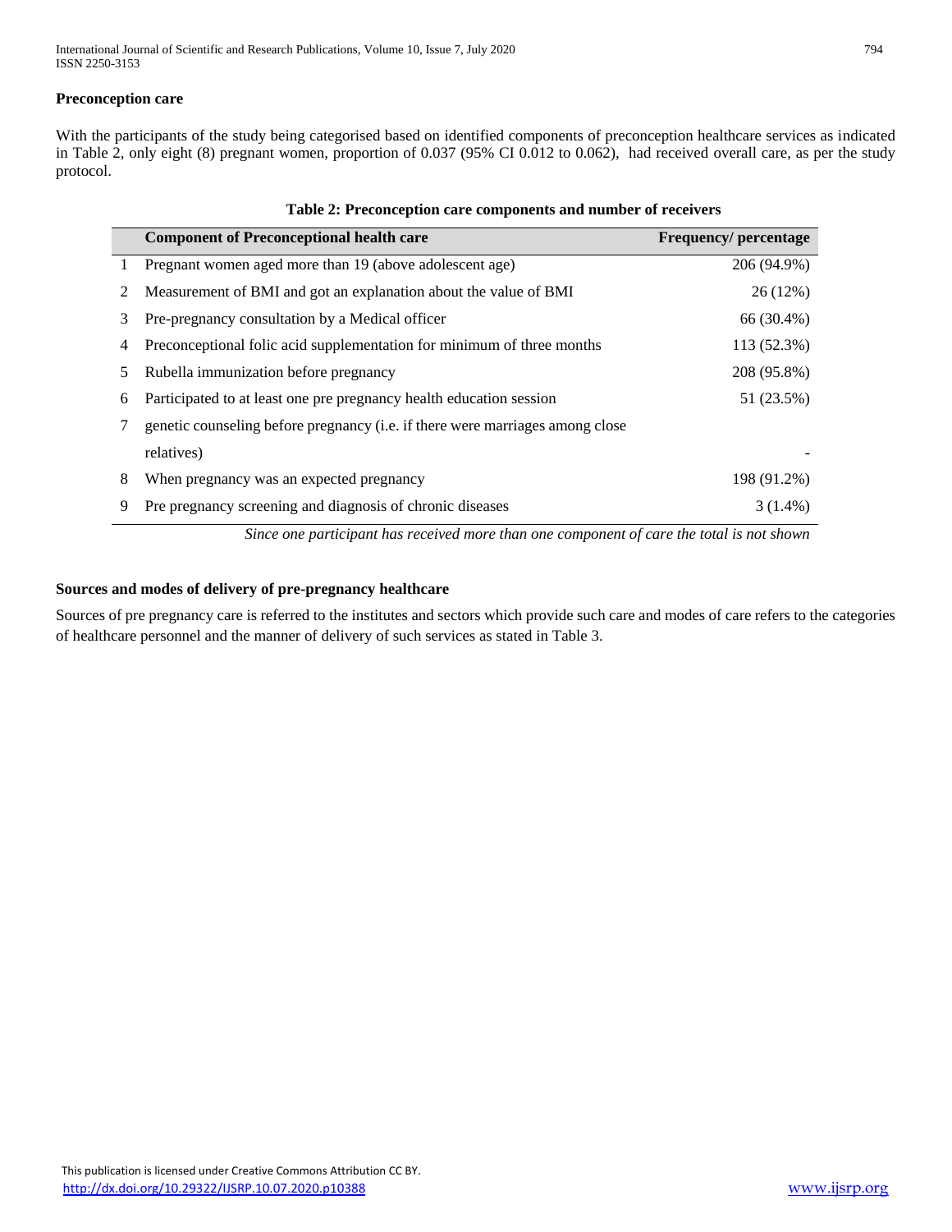**Preconception care**

With the participants of the study being categorised based on identified components of preconception healthcare services as indicated in Table 2, only eight (8) pregnant women, proportion of 0.037 (95% CI 0.012 to 0.062), had received overall care, as per the study protocol.

**Table 2: Preconception care components and number of receivers**

| | Component of Preconceptional health care | Frequency/ percentage |
|---|---|---|
| 1 | Pregnant women aged more than 19 (above adolescent age) | 206 (94.9%) |
| 2 | Measurement of BMI and got an explanation about the value of BMI | 26 (12%) |
| 3 | Pre-pregnancy consultation by a Medical officer | 66 (30.4%) |
| 4 | Preconceptional folic acid supplementation for minimum of three months | 113 (52.3%) |
| 5 | Rubella immunization before pregnancy | 208 (95.8%) |
| 6 | Participated to at least one pre pregnancy health education session | 51 (23.5%) |
| 7 | genetic counseling before pregnancy (i.e. if there were marriages among close relatives) | - |
| 8 | When pregnancy was an expected pregnancy | 198 (91.2%) |
| 9 | Pre pregnancy screening and diagnosis of chronic diseases | 3 (1.4%) |

*Since one participant has received more than one component of care the total is not shown*

**Sources and modes of delivery of pre-pregnancy healthcare**

Sources of pre pregnancy care is referred to the institutes and sectors which provide such care and modes of care refers to the categories of healthcare personnel and the manner of delivery of such services as stated in Table 3.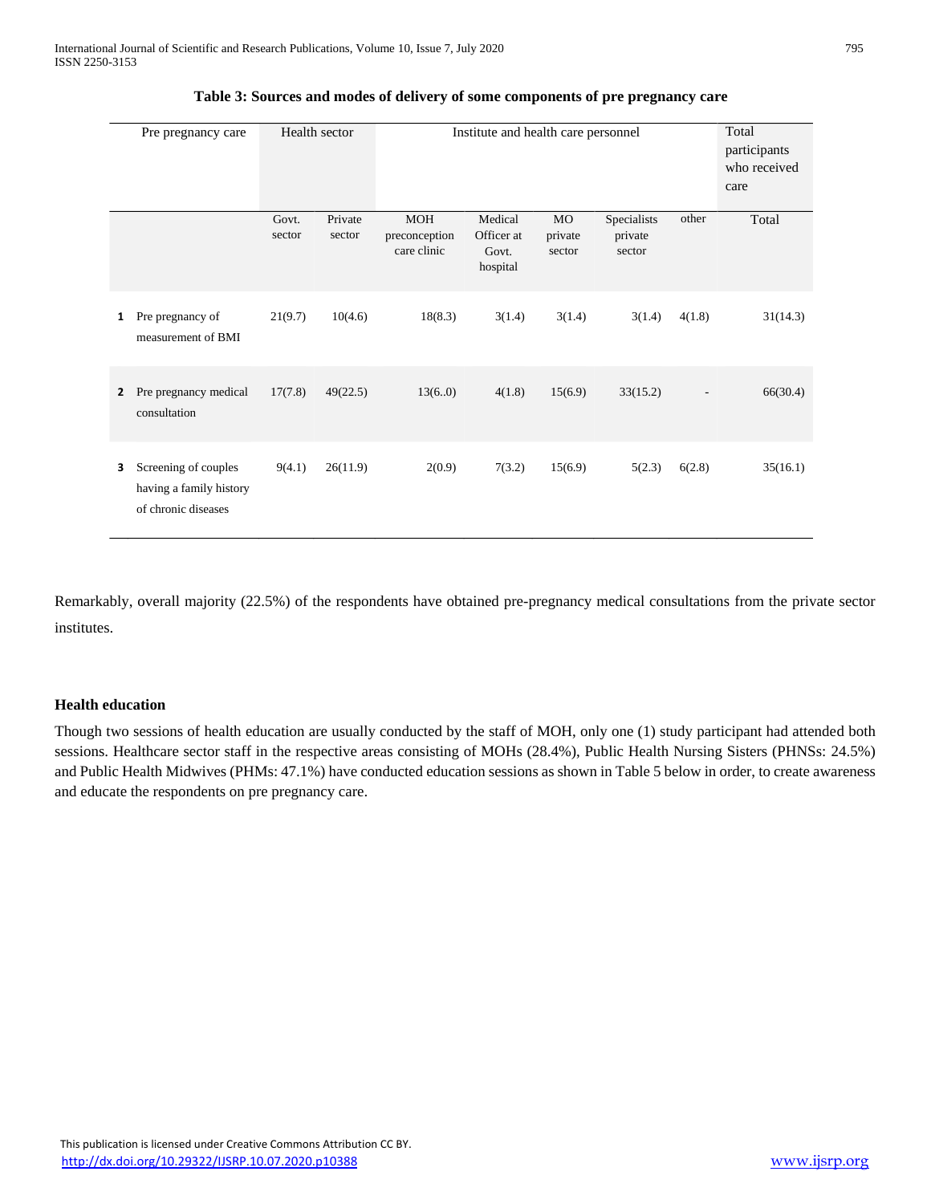**Table 3: Sources and modes of delivery of some components of pre pregnancy care**

| | Pre pregnancy care | Health sector | | Institute and health care personnel | | | | | Total participants who received care |
|---|---|---|---|---|---|---|---|---|---|
| | | Govt. sector | Private sector | MOH preconception care clinic | Medical Officer at Govt. hospital | MO private sector | Specialists private sector | other | Total |
| 1 | Pre pregnancy of measurement of BMI | 21(9.7) | 10(4.6) | 18(8.3) | 3(1.4) | 3(1.4) | 3(1.4) | 4(1.8) | 31(14.3) |
| 2 | Pre pregnancy medical consultation | 17(7.8) | 49(22.5) | 13(6..0) | 4(1.8) | 15(6.9) | 33(15.2) | - | 66(30.4) |
| 3 | Screening of couples having a family history of chronic diseases | 9(4.1) | 26(11.9) | 2(0.9) | 7(3.2) | 15(6.9) | 5(2.3) | 6(2.8) | 35(16.1) |

Remarkably, overall majority (22.5%) of the respondents have obtained pre-pregnancy medical consultations from the private sector institutes.

### Health education

Though two sessions of health education are usually conducted by the staff of MOH, only one (1) study participant had attended both sessions. Healthcare sector staff in the respective areas consisting of MOHs (28.4%), Public Health Nursing Sisters (PHNSs: 24.5%) and Public Health Midwives (PHMs: 47.1%) have conducted education sessions as shown in Table 5 below in order, to create awareness and educate the respondents on pre pregnancy care.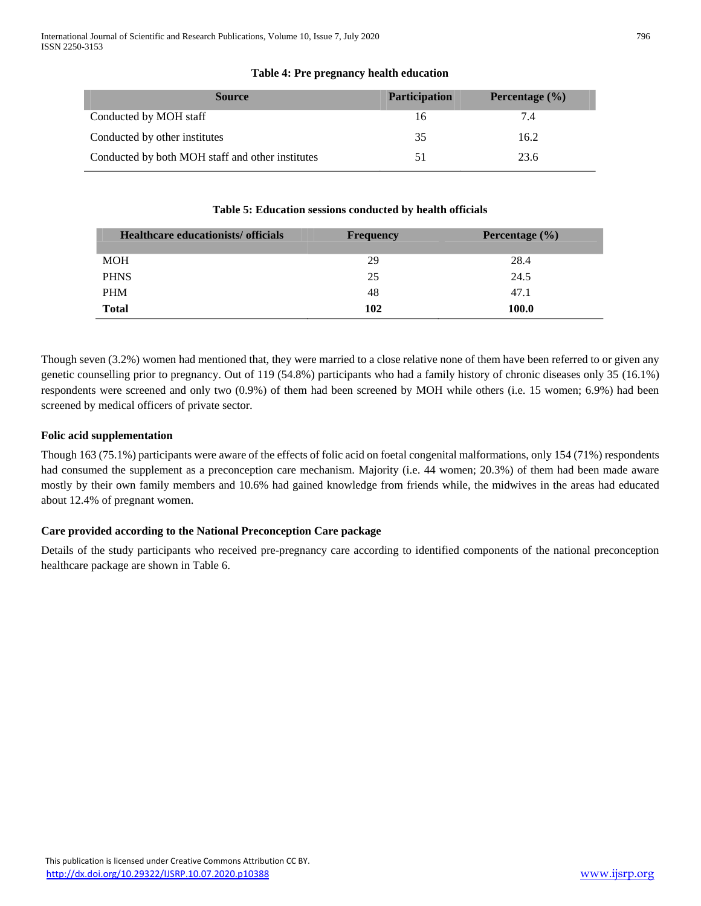**Table 4: Pre pregnancy health education**

| Source | Participation | Percentage (%) |
|---|---|---|
| Conducted by MOH staff | 16 | 7.4 |
| Conducted by other institutes | 35 | 16.2 |
| Conducted by both MOH staff and other institutes | 51 | 23.6 |

**Table 5: Education sessions conducted by health officials**

| Healthcare educationists/ officials | Frequency | Percentage (%) |
|---|---|---|
| MOH | 29 | 28.4 |
| PHNS | 25 | 24.5 |
| PHM | 48 | 47.1 |
| **Total** | **102** | **100.0** |

Though seven (3.2%) women had mentioned that, they were married to a close relative none of them have been referred to or given any genetic counselling prior to pregnancy. Out of 119 (54.8%) participants who had a family history of chronic diseases only 35 (16.1%) respondents were screened and only two (0.9%) of them had been screened by MOH while others (i.e. 15 women; 6.9%) had been screened by medical officers of private sector.

**Folic acid supplementation**

Though 163 (75.1%) participants were aware of the effects of folic acid on foetal congenital malformations, only 154 (71%) respondents had consumed the supplement as a preconception care mechanism. Majority (i.e. 44 women; 20.3%) of them had been made aware mostly by their own family members and 10.6% had gained knowledge from friends while, the midwives in the areas had educated about 12.4% of pregnant women.

**Care provided according to the National Preconception Care package**

Details of the study participants who received pre-pregnancy care according to identified components of the national preconception healthcare package are shown in Table 6.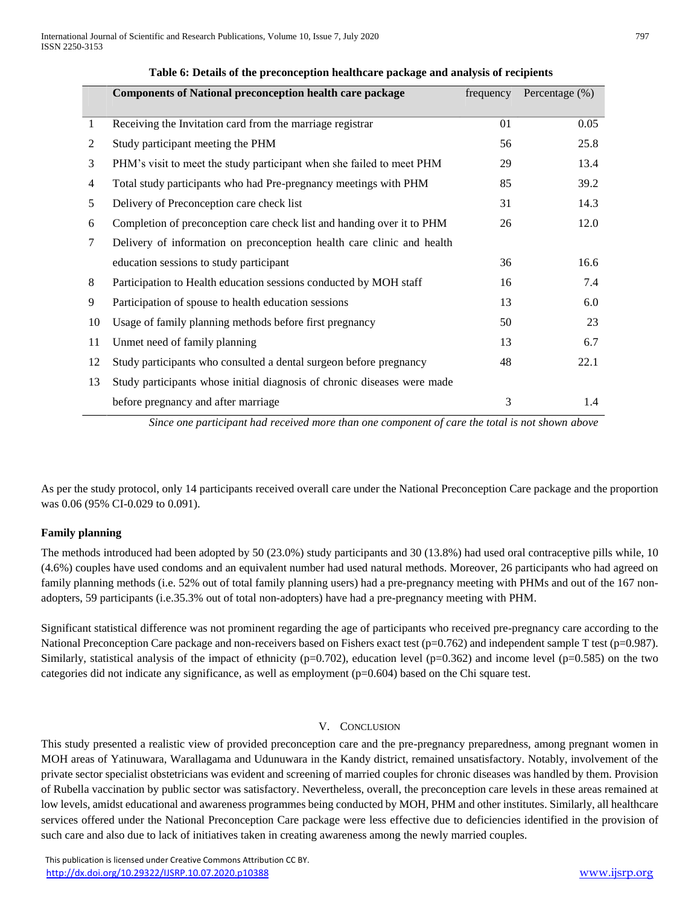**Table 6: Details of the preconception healthcare package and analysis of recipients**

| | Components of National preconception health care package | frequency | Percentage (%) |
|---|---|---|---|
| 1 | Receiving the Invitation card from the marriage registrar | 01 | 0.05 |
| 2 | Study participant meeting the PHM | 56 | 25.8 |
| 3 | PHM's visit to meet the study participant when she failed to meet PHM | 29 | 13.4 |
| 4 | Total study participants who had Pre-pregnancy meetings with PHM | 85 | 39.2 |
| 5 | Delivery of Preconception care check list | 31 | 14.3 |
| 6 | Completion of preconception care check list and handing over it to PHM | 26 | 12.0 |
| 7 | Delivery of information on preconception health care clinic and health education sessions to study participant | 36 | 16.6 |
| 8 | Participation to Health education sessions conducted by MOH staff | 16 | 7.4 |
| 9 | Participation of spouse to health education sessions | 13 | 6.0 |
| 10 | Usage of family planning methods before first pregnancy | 50 | 23 |
| 11 | Unmet need of family planning | 13 | 6.7 |
| 12 | Study participants who consulted a dental surgeon before pregnancy | 48 | 22.1 |
| 13 | Study participants whose initial diagnosis of chronic diseases were made before pregnancy and after marriage | 3 | 1.4 |

*Since one participant had received more than one component of care the total is not shown above*

As per the study protocol, only 14 participants received overall care under the National Preconception Care package and the proportion was 0.06 (95% CI-0.029 to 0.091).

**Family planning**

The methods introduced had been adopted by 50 (23.0%) study participants and 30 (13.8%) had used oral contraceptive pills while, 10 (4.6%) couples have used condoms and an equivalent number had used natural methods. Moreover, 26 participants who had agreed on family planning methods (i.e. 52% out of total family planning users) had a pre-pregnancy meeting with PHMs and out of the 167 non-adopters, 59 participants (i.e.35.3% out of total non-adopters) have had a pre-pregnancy meeting with PHM.

Significant statistical difference was not prominent regarding the age of participants who received pre-pregnancy care according to the National Preconception Care package and non-receivers based on Fishers exact test ($p=0.762$) and independent sample T test ($p=0.987$). Similarly, statistical analysis of the impact of ethnicity ($p=0.702$), education level ($p=0.362$) and income level ($p=0.585$) on the two categories did not indicate any significance, as well as employment ($p=0.604$) based on the Chi square test.

## V. Conclusion

This study presented a realistic view of provided preconception care and the pre-pregnancy preparedness, among pregnant women in MOH areas of Yatinuwara, Warallagama and Udunuwara in the Kandy district, remained unsatisfactory. Notably, involvement of the private sector specialist obstetricians was evident and screening of married couples for chronic diseases was handled by them. Provision of Rubella vaccination by public sector was satisfactory. Nevertheless, overall, the preconception care levels in these areas remained at low levels, amidst educational and awareness programmes being conducted by MOH, PHM and other institutes. Similarly, all healthcare services offered under the National Preconception Care package were less effective due to deficiencies identified in the provision of such care and also due to lack of initiatives taken in creating awareness among the newly married couples.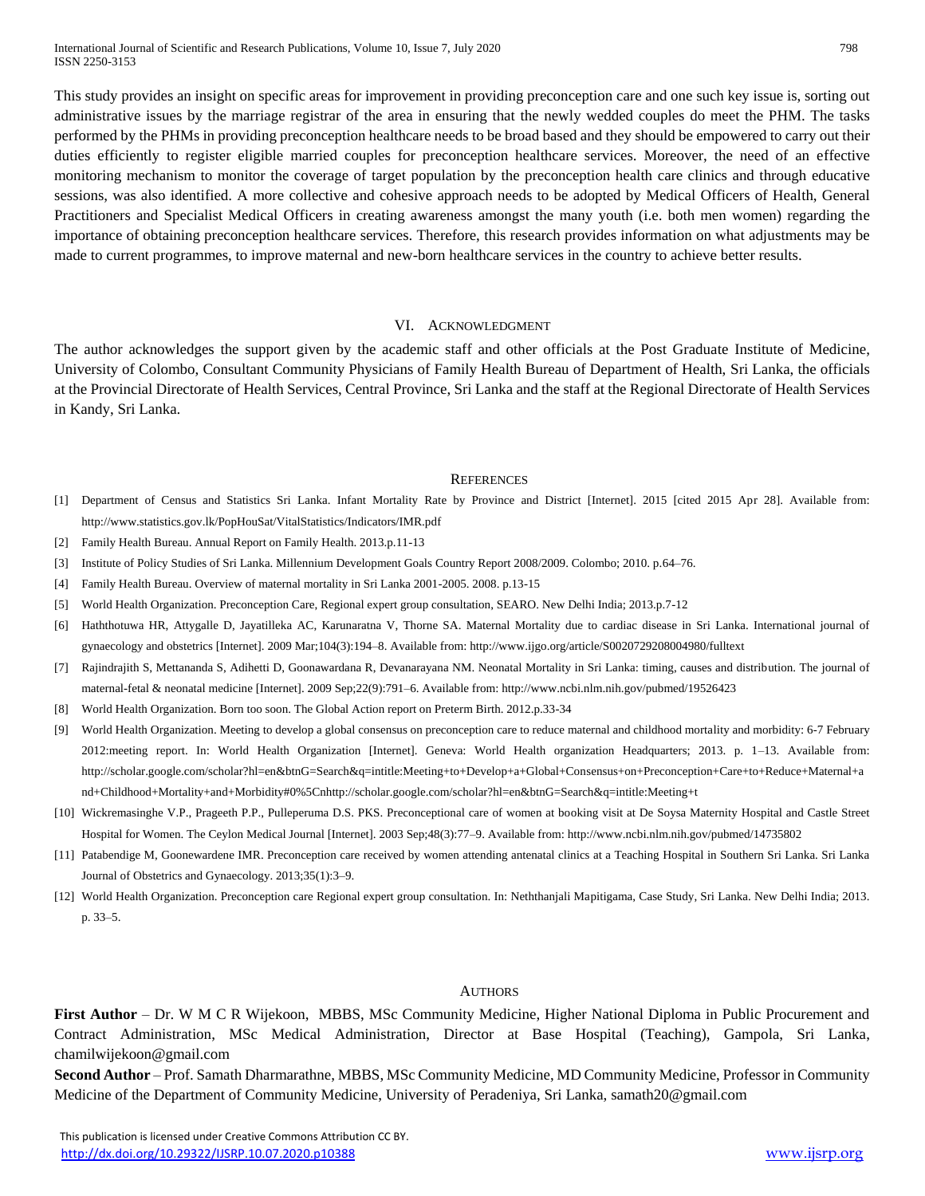This study provides an insight on specific areas for improvement in providing preconception care and one such key issue is, sorting out administrative issues by the marriage registrar of the area in ensuring that the newly wedded couples do meet the PHM. The tasks performed by the PHMs in providing preconception healthcare needs to be broad based and they should be empowered to carry out their duties efficiently to register eligible married couples for preconception healthcare services. Moreover, the need of an effective monitoring mechanism to monitor the coverage of target population by the preconception health care clinics and through educative sessions, was also identified. A more collective and cohesive approach needs to be adopted by Medical Officers of Health, General Practitioners and Specialist Medical Officers in creating awareness amongst the many youth (i.e. both men women) regarding the importance of obtaining preconception healthcare services. Therefore, this research provides information on what adjustments may be made to current programmes, to improve maternal and new-born healthcare services in the country to achieve better results.

## VI. Acknowledgment

The author acknowledges the support given by the academic staff and other officials at the Post Graduate Institute of Medicine, University of Colombo, Consultant Community Physicians of Family Health Bureau of Department of Health, Sri Lanka, the officials at the Provincial Directorate of Health Services, Central Province, Sri Lanka and the staff at the Regional Directorate of Health Services in Kandy, Sri Lanka.

## References

[1] Department of Census and Statistics Sri Lanka. Infant Mortality Rate by Province and District [Internet]. 2015 [cited 2015 Apr 28]. Available from: http://www.statistics.gov.lk/PopHouSat/VitalStatistics/Indicators/IMR.pdf

[2] Family Health Bureau. Annual Report on Family Health. 2013.p.11-13

[3] Institute of Policy Studies of Sri Lanka. Millennium Development Goals Country Report 2008/2009. Colombo; 2010. p.64–76.

[4] Family Health Bureau. Overview of maternal mortality in Sri Lanka 2001-2005. 2008. p.13-15

[5] World Health Organization. Preconception Care, Regional expert group consultation, SEARO. New Delhi India; 2013.p.7-12

[6] Haththotuwa HR, Attygalle D, Jayatilleka AC, Karunaratna V, Thorne SA. Maternal Mortality due to cardiac disease in Sri Lanka. International journal of gynaecology and obstetrics [Internet]. 2009 Mar;104(3):194–8. Available from: http://www.ijgo.org/article/S0020729208004980/fulltext

[7] Rajindrajith S, Mettananda S, Adihetti D, Goonawardana R, Devanarayana NM. Neonatal Mortality in Sri Lanka: timing, causes and distribution. The journal of maternal-fetal & neonatal medicine [Internet]. 2009 Sep;22(9):791–6. Available from: http://www.ncbi.nlm.nih.gov/pubmed/19526423

[8] World Health Organization. Born too soon. The Global Action report on Preterm Birth. 2012.p.33-34

[9] World Health Organization. Meeting to develop a global consensus on preconception care to reduce maternal and childhood mortality and morbidity: 6-7 February 2012:meeting report. In: World Health Organization [Internet]. Geneva: World Health organization Headquarters; 2013. p. 1–13. Available from: http://scholar.google.com/scholar?hl=en&btnG=Search&q=intitle:Meeting+to+Develop+a+Global+Consensus+on+Preconception+Care+to+Reduce+Maternal+and+Childhood+Mortality+and+Morbidity#0%5Cnhttp://scholar.google.com/scholar?hl=en&btnG=Search&q=intitle:Meeting+t

[10] Wickremasinghe V.P., Prageeth P.P., Pulleperuma D.S. PKS. Preconceptional care of women at booking visit at De Soysa Maternity Hospital and Castle Street Hospital for Women. The Ceylon Medical Journal [Internet]. 2003 Sep;48(3):77–9. Available from: http://www.ncbi.nlm.nih.gov/pubmed/14735802

[11] Patabendige M, Goonewardene IMR. Preconception care received by women attending antenatal clinics at a Teaching Hospital in Southern Sri Lanka. Sri Lanka Journal of Obstetrics and Gynaecology. 2013;35(1):3–9.

[12] World Health Organization. Preconception care Regional expert group consultation. In: Neththanjali Mapitigama, Case Study, Sri Lanka. New Delhi India; 2013. p. 33–5.

## Authors

**First Author** – Dr. W M C R Wijekoon, MBBS, MSc Community Medicine, Higher National Diploma in Public Procurement and Contract Administration, MSc Medical Administration, Director at Base Hospital (Teaching), Gampola, Sri Lanka, chamilwijekoon@gmail.com

**Second Author** – Prof. Samath Dharmarathne, MBBS, MSc Community Medicine, MD Community Medicine, Professor in Community Medicine of the Department of Community Medicine, University of Peradeniya, Sri Lanka, samath20@gmail.com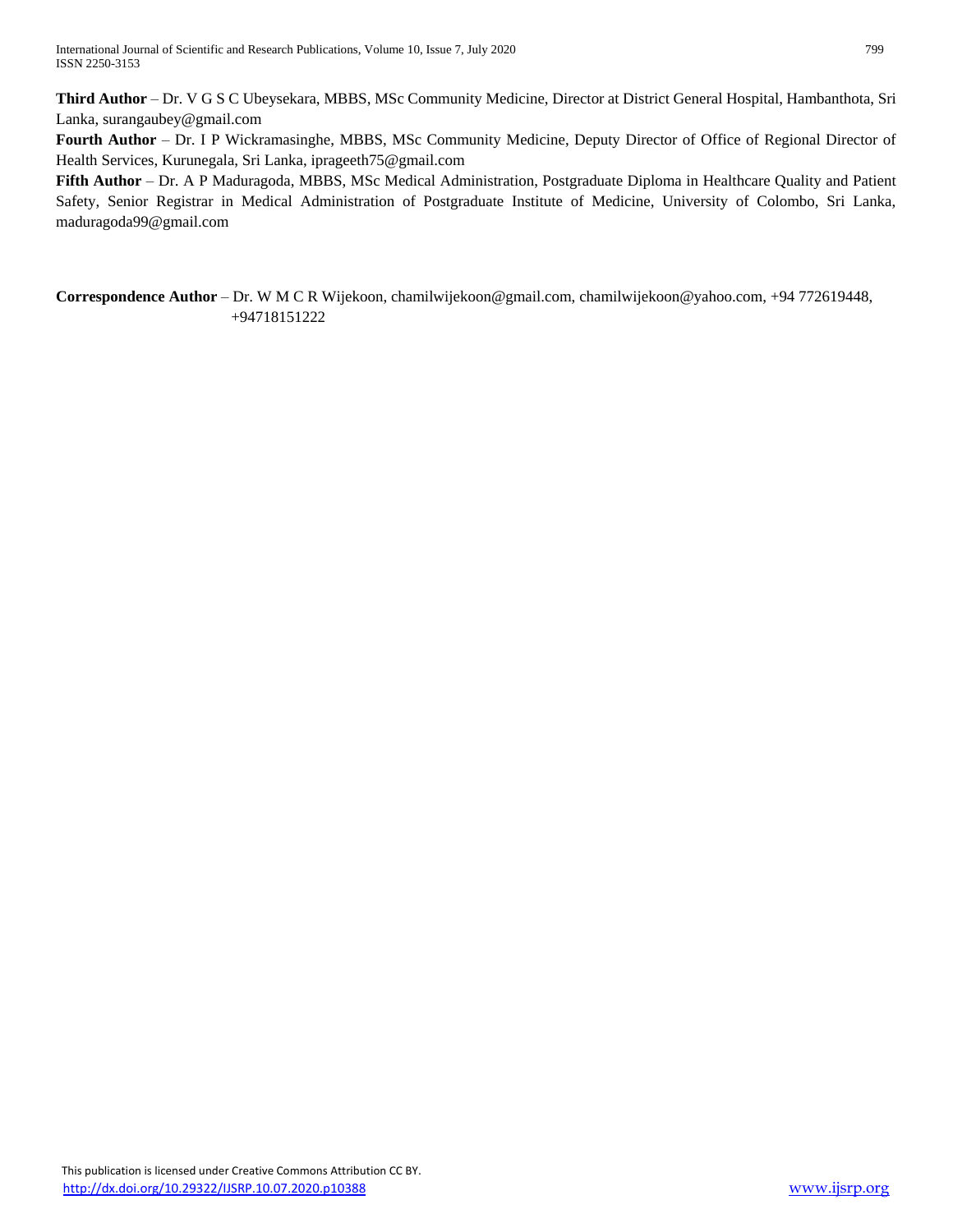**Third Author** – Dr. V G S C Ubeysekara, MBBS, MSc Community Medicine, Director at District General Hospital, Hambanthota, Sri Lanka, surangaubey@gmail.com

**Fourth Author** – Dr. I P Wickramasinghe, MBBS, MSc Community Medicine, Deputy Director of Office of Regional Director of Health Services, Kurunegala, Sri Lanka, iprageeth75@gmail.com

**Fifth Author** – Dr. A P Maduragoda, MBBS, MSc Medical Administration, Postgraduate Diploma in Healthcare Quality and Patient Safety, Senior Registrar in Medical Administration of Postgraduate Institute of Medicine, University of Colombo, Sri Lanka, maduragoda99@gmail.com

**Correspondence Author** – Dr. W M C R Wijekoon, chamilwijekoon@gmail.com, chamilwijekoon@yahoo.com, +94 772619448, +94718151222